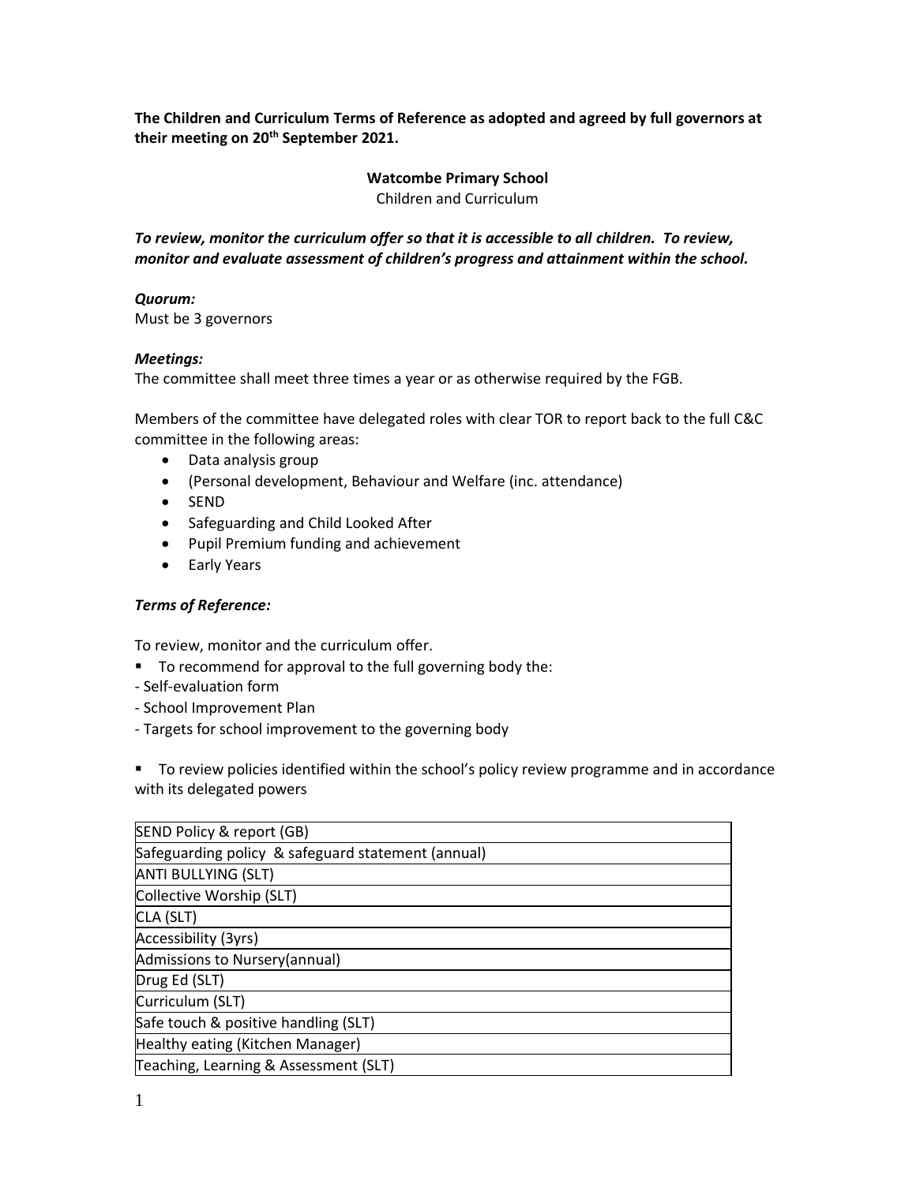**The Children and Curriculum Terms of Reference as adopted and agreed by full governors at their meeting on 20th September 2021.**

**Watcombe Primary School**

Children and Curriculum

***To review, monitor the curriculum offer so that it is accessible to all children. To review, monitor and evaluate assessment of children's progress and attainment within the school.***

***Quorum:***

Must be 3 governors

***Meetings:***

The committee shall meet three times a year or as otherwise required by the FGB.

Members of the committee have delegated roles with clear TOR to report back to the full C&C committee in the following areas:

- Data analysis group
- (Personal development, Behaviour and Welfare (inc. attendance)
- SEND
- Safeguarding and Child Looked After
- Pupil Premium funding and achievement
- Early Years

***Terms of Reference:***

To review, monitor and the curriculum offer.

- To recommend for approval to the full governing body the:

- Self-evaluation form
- School Improvement Plan
- Targets for school improvement to the governing body

- To review policies identified within the school's policy review programme and in accordance with its delegated powers

| SEND Policy & report (GB) |
|---|
| Safeguarding policy & safeguard statement (annual) |
| ANTI BULLYING (SLT) |
| Collective Worship (SLT) |
| CLA (SLT) |
| Accessibility (3yrs) |
| Admissions to Nursery(annual) |
| Drug Ed (SLT) |
| Curriculum (SLT) |
| Safe touch & positive handling (SLT) |
| Healthy eating (Kitchen Manager) |
| Teaching, Learning & Assessment (SLT) |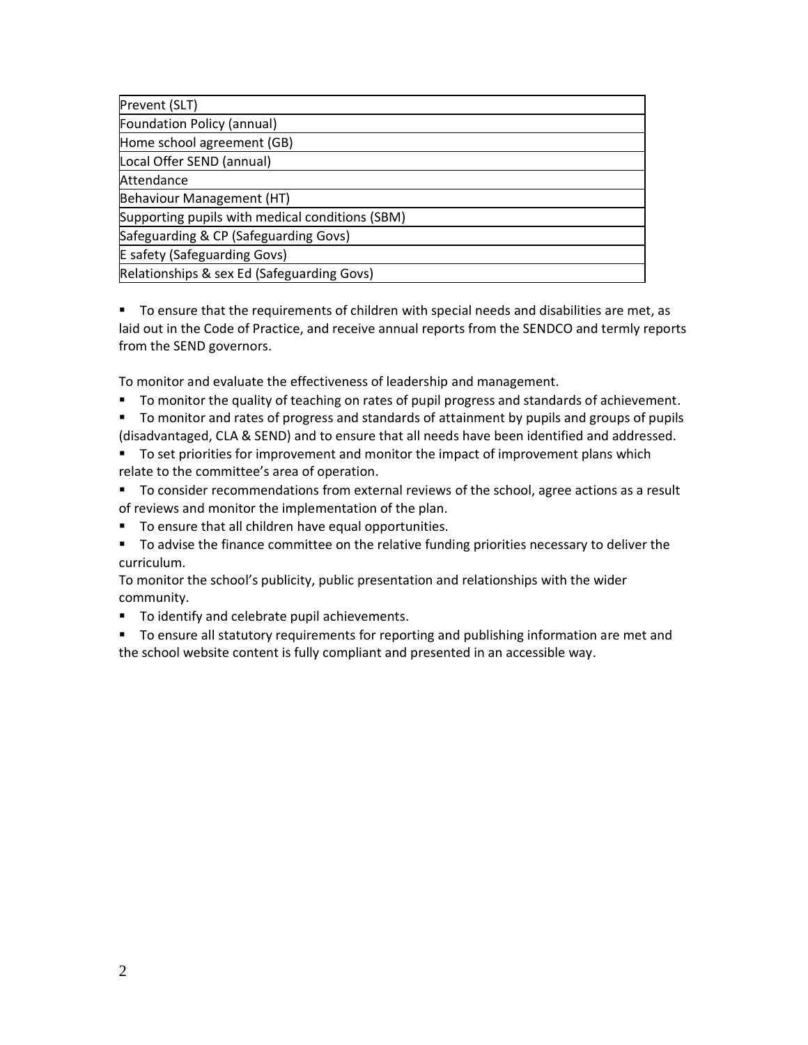| |
|---|
| Prevent (SLT) |
| Foundation Policy (annual) |
| Home school agreement (GB) |
| Local Offer SEND (annual) |
| Attendance |
| Behaviour Management (HT) |
| Supporting pupils with medical conditions (SBM) |
| Safeguarding & CP (Safeguarding Govs) |
| E safety (Safeguarding Govs) |
| Relationships & sex Ed (Safeguarding Govs) |

- To ensure that the requirements of children with special needs and disabilities are met, as laid out in the Code of Practice, and receive annual reports from the SENDCO and termly reports from the SEND governors.

To monitor and evaluate the effectiveness of leadership and management.

- To monitor the quality of teaching on rates of pupil progress and standards of achievement.
- To monitor and rates of progress and standards of attainment by pupils and groups of pupils (disadvantaged, CLA & SEND) and to ensure that all needs have been identified and addressed.
- To set priorities for improvement and monitor the impact of improvement plans which relate to the committee's area of operation.
- To consider recommendations from external reviews of the school, agree actions as a result of reviews and monitor the implementation of the plan.
- To ensure that all children have equal opportunities.
- To advise the finance committee on the relative funding priorities necessary to deliver the curriculum.

To monitor the school's publicity, public presentation and relationships with the wider community.

- To identify and celebrate pupil achievements.
- To ensure all statutory requirements for reporting and publishing information are met and the school website content is fully compliant and presented in an accessible way.